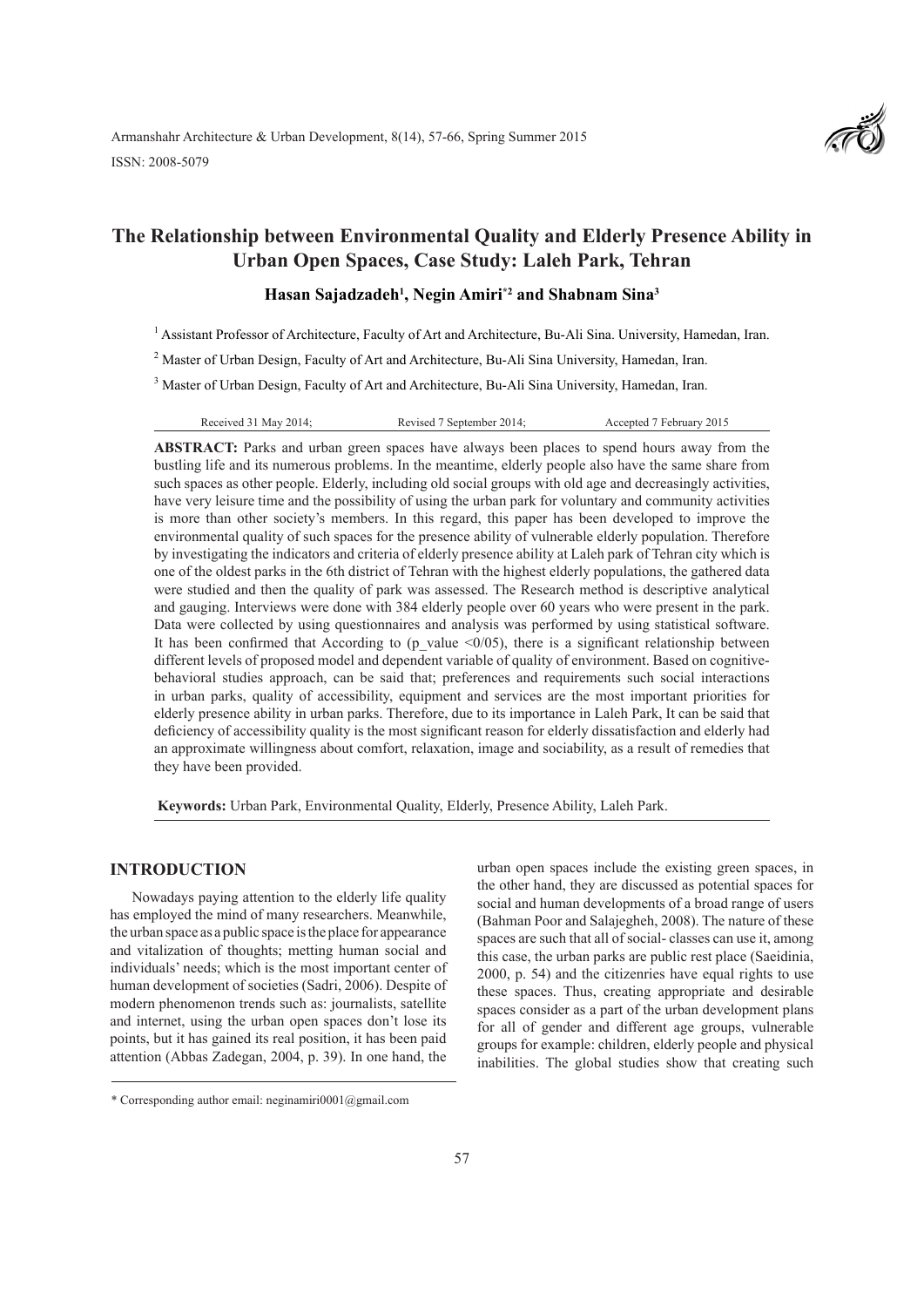Armanshahr Architecture & Urban Development, 8(14), 57-66, Spring Summer 2015

ISSN: 2008-5079

# The Relationship between Environmental Quality and Elderly Presence Ability in Urban Open Spaces, Case Study: Laleh Park, Tehran

**Hasan Sajadzadeh[1], Negin Amiri[*2] and Shabnam Sina[3]**

[1] Assistant Professor of Architecture, Faculty of Art and Architecture, Bu-Ali Sina. University, Hamedan, Iran.

[2] Master of Urban Design, Faculty of Art and Architecture, Bu-Ali Sina University, Hamedan, Iran.

[3] Master of Urban Design, Faculty of Art and Architecture, Bu-Ali Sina University, Hamedan, Iran.

Received 31 May 2014; Revised 7 September 2014; Accepted 7 February 2015

**ABSTRACT:** Parks and urban green spaces have always been places to spend hours away from the bustling life and its numerous problems. In the meantime, elderly people also have the same share from such spaces as other people. Elderly, including old social groups with old age and decreasingly activities, have very leisure time and the possibility of using the urban park for voluntary and community activities is more than other society's members. In this regard, this paper has been developed to improve the environmental quality of such spaces for the presence ability of vulnerable elderly population. Therefore by investigating the indicators and criteria of elderly presence ability at Laleh park of Tehran city which is one of the oldest parks in the 6th district of Tehran with the highest elderly populations, the gathered data were studied and then the quality of park was assessed. The Research method is descriptive analytical and gauging. Interviews were done with 384 elderly people over 60 years who were present in the park. Data were collected by using questionnaires and analysis was performed by using statistical software. It has been confirmed that According to (p_value <0/05), there is a significant relationship between different levels of proposed model and dependent variable of quality of environment. Based on cognitive-behavioral studies approach, can be said that; preferences and requirements such social interactions in urban parks, quality of accessibility, equipment and services are the most important priorities for elderly presence ability in urban parks. Therefore, due to its importance in Laleh Park, It can be said that deficiency of accessibility quality is the most significant reason for elderly dissatisfaction and elderly had an approximate willingness about comfort, relaxation, image and sociability, as a result of remedies that they have been provided.

**Keywords:** Urban Park, Environmental Quality, Elderly, Presence Ability, Laleh Park.

## INTRODUCTION

Nowadays paying attention to the elderly life quality has employed the mind of many researchers. Meanwhile, the urban space as a public space is the place for appearance and vitalization of thoughts; metting human social and individuals' needs; which is the most important center of human development of societies (Sadri, 2006). Despite of modern phenomenon trends such as: journalists, satellite and internet, using the urban open spaces don't lose its points, but it has gained its real position, it has been paid attention (Abbas Zadegan, 2004, p. 39). In one hand, the urban open spaces include the existing green spaces, in the other hand, they are discussed as potential spaces for social and human developments of a broad range of users (Bahman Poor and Salajegheh, 2008). The nature of these spaces are such that all of social- classes can use it, among this case, the urban parks are public rest place (Saeidinia, 2000, p. 54) and the citizenries have equal rights to use these spaces. Thus, creating appropriate and desirable spaces consider as a part of the urban development plans for all of gender and different age groups, vulnerable groups for example: children, elderly people and physical inabilities. The global studies show that creating such

\* Corresponding author email: neginamiri0001@gmail.com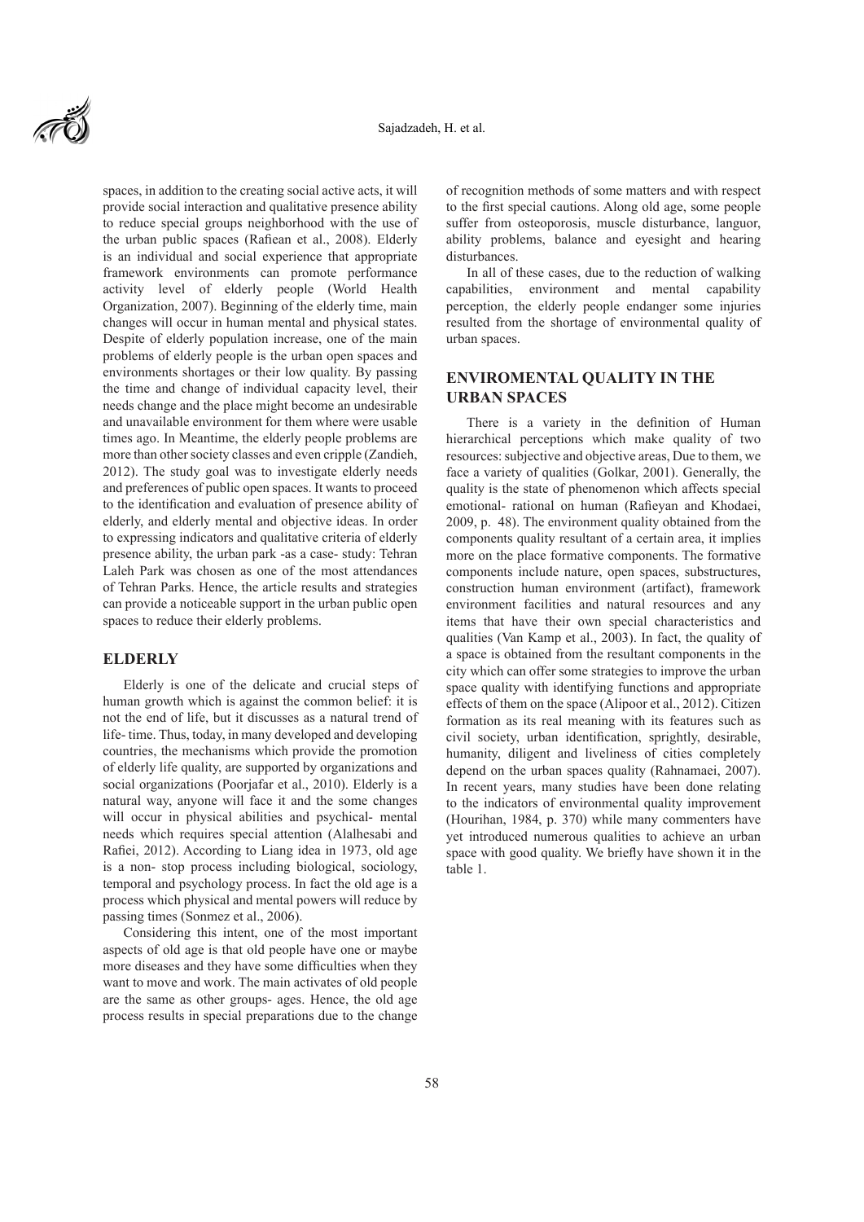spaces, in addition to the creating social active acts, it will provide social interaction and qualitative presence ability to reduce special groups neighborhood with the use of the urban public spaces (Rafiean et al., 2008). Elderly is an individual and social experience that appropriate framework environments can promote performance activity level of elderly people (World Health Organization, 2007). Beginning of the elderly time, main changes will occur in human mental and physical states. Despite of elderly population increase, one of the main problems of elderly people is the urban open spaces and environments shortages or their low quality. By passing the time and change of individual capacity level, their needs change and the place might become an undesirable and unavailable environment for them where were usable times ago. In Meantime, the elderly people problems are more than other society classes and even cripple (Zandieh, 2012). The study goal was to investigate elderly needs and preferences of public open spaces. It wants to proceed to the identification and evaluation of presence ability of elderly, and elderly mental and objective ideas. In order to expressing indicators and qualitative criteria of elderly presence ability, the urban park -as a case- study: Tehran Laleh Park was chosen as one of the most attendances of Tehran Parks. Hence, the article results and strategies can provide a noticeable support in the urban public open spaces to reduce their elderly problems.

## ELDERLY

Elderly is one of the delicate and crucial steps of human growth which is against the common belief: it is not the end of life, but it discusses as a natural trend of life- time. Thus, today, in many developed and developing countries, the mechanisms which provide the promotion of elderly life quality, are supported by organizations and social organizations (Poorjafar et al., 2010). Elderly is a natural way, anyone will face it and the some changes will occur in physical abilities and psychical- mental needs which requires special attention (Alalhesabi and Rafiei, 2012). According to Liang idea in 1973, old age is a non- stop process including biological, sociology, temporal and psychology process. In fact the old age is a process which physical and mental powers will reduce by passing times (Sonmez et al., 2006).

Considering this intent, one of the most important aspects of old age is that old people have one or maybe more diseases and they have some difficulties when they want to move and work. The main activates of old people are the same as other groups- ages. Hence, the old age process results in special preparations due to the change of recognition methods of some matters and with respect to the first special cautions. Along old age, some people suffer from osteoporosis, muscle disturbance, languor, ability problems, balance and eyesight and hearing disturbances.

In all of these cases, due to the reduction of walking capabilities, environment and mental capability perception, the elderly people endanger some injuries resulted from the shortage of environmental quality of urban spaces.

## ENVIROMENTAL QUALITY IN THE URBAN SPACES

There is a variety in the definition of Human hierarchical perceptions which make quality of two resources: subjective and objective areas, Due to them, we face a variety of qualities (Golkar, 2001). Generally, the quality is the state of phenomenon which affects special emotional- rational on human (Rafieyan and Khodaei, 2009, p. 48). The environment quality obtained from the components quality resultant of a certain area, it implies more on the place formative components. The formative components include nature, open spaces, substructures, construction human environment (artifact), framework environment facilities and natural resources and any items that have their own special characteristics and qualities (Van Kamp et al., 2003). In fact, the quality of a space is obtained from the resultant components in the city which can offer some strategies to improve the urban space quality with identifying functions and appropriate effects of them on the space (Alipoor et al., 2012). Citizen formation as its real meaning with its features such as civil society, urban identification, sprightly, desirable, humanity, diligent and liveliness of cities completely depend on the urban spaces quality (Rahnamaei, 2007). In recent years, many studies have been done relating to the indicators of environmental quality improvement (Hourihan, 1984, p. 370) while many commenters have yet introduced numerous qualities to achieve an urban space with good quality. We briefly have shown it in the table 1.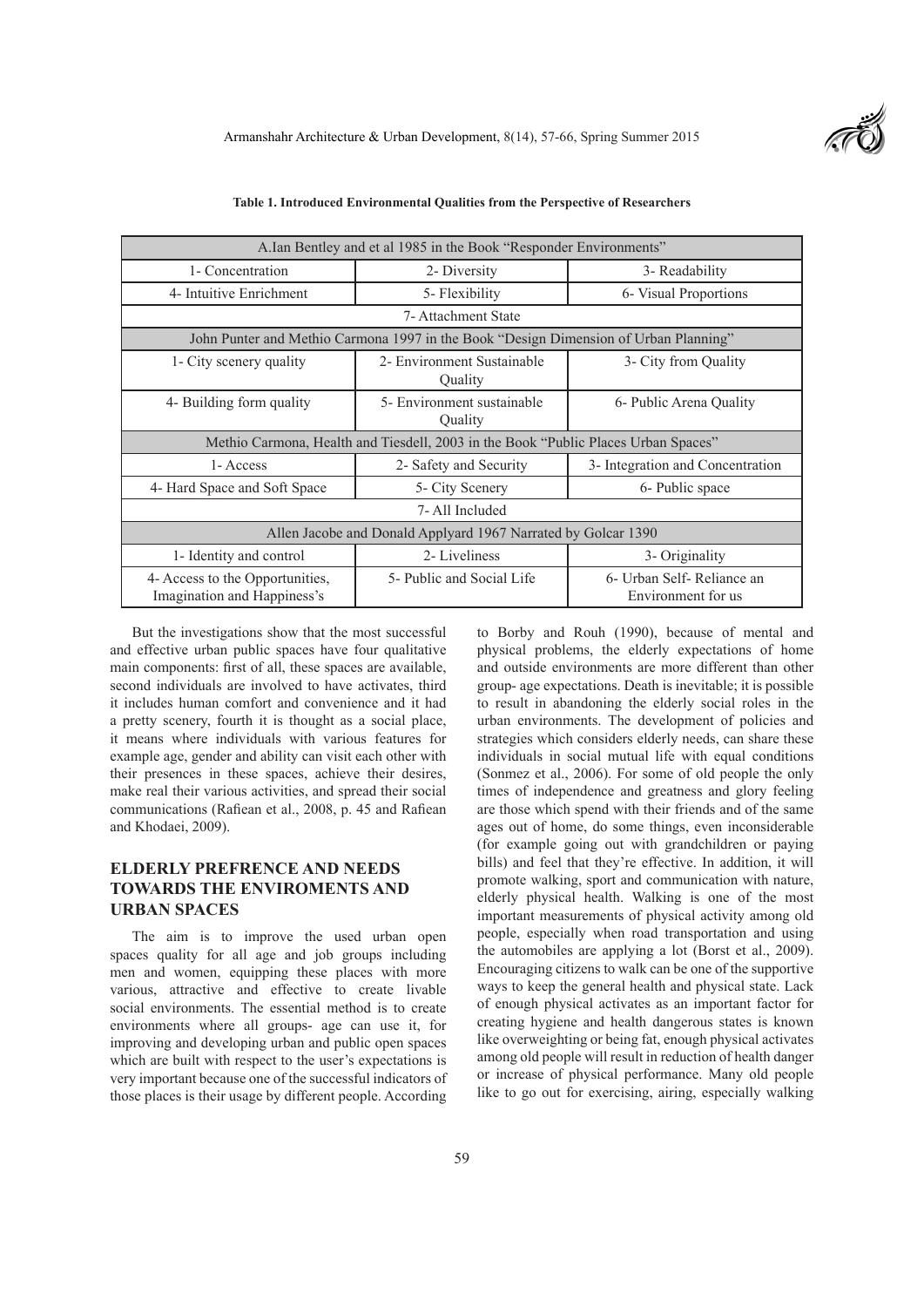**Table 1. Introduced Environmental Qualities from the Perspective of Researchers**

| A.Ian Bentley and et al 1985 in the Book "Responder Environments" | | |
|---|---|---|
| 1- Concentration | 2- Diversity | 3- Readability |
| 4- Intuitive Enrichment | 5- Flexibility | 6- Visual Proportions |
| 7- Attachment State | | |
| **John Punter and Methio Carmona 1997 in the Book "Design Dimension of Urban Planning"** | | |
| 1- City scenery quality | 2- Environment Sustainable Quality | 3- City from Quality |
| 4- Building form quality | 5- Environment sustainable Quality | 6- Public Arena Quality |
| **Methio Carmona, Health and Tiesdell, 2003 in the Book "Public Places Urban Spaces"** | | |
| 1- Access | 2- Safety and Security | 3- Integration and Concentration |
| 4- Hard Space and Soft Space | 5- City Scenery | 6- Public space |
| 7- All Included | | |
| **Allen Jacobe and Donald Applyard 1967 Narrated by Golcar 1390** | | |
| 1- Identity and control | 2- Liveliness | 3- Originality |
| 4- Access to the Opportunities, Imagination and Happiness's | 5- Public and Social Life | 6- Urban Self- Reliance an Environment for us |

But the investigations show that the most successful and effective urban public spaces have four qualitative main components: first of all, these spaces are available, second individuals are involved to have activates, third it includes human comfort and convenience and it had a pretty scenery, fourth it is thought as a social place, it means where individuals with various features for example age, gender and ability can visit each other with their presences in these spaces, achieve their desires, make real their various activities, and spread their social communications (Rafiean et al., 2008, p. 45 and Rafiean and Khodaei, 2009).

## ELDERLY PREFRENCE AND NEEDS TOWARDS THE ENVIROMENTS AND URBAN SPACES

The aim is to improve the used urban open spaces quality for all age and job groups including men and women, equipping these places with more various, attractive and effective to create livable social environments. The essential method is to create environments where all groups- age can use it, for improving and developing urban and public open spaces which are built with respect to the user's expectations is very important because one of the successful indicators of those places is their usage by different people. According to Borby and Rouh (1990), because of mental and physical problems, the elderly expectations of home and outside environments are more different than other group- age expectations. Death is inevitable; it is possible to result in abandoning the elderly social roles in the urban environments. The development of policies and strategies which considers elderly needs, can share these individuals in social mutual life with equal conditions (Sonmez et al., 2006). For some of old people the only times of independence and greatness and glory feeling are those which spend with their friends and of the same ages out of home, do some things, even inconsiderable (for example going out with grandchildren or paying bills) and feel that they're effective. In addition, it will promote walking, sport and communication with nature, elderly physical health. Walking is one of the most important measurements of physical activity among old people, especially when road transportation and using the automobiles are applying a lot (Borst et al., 2009). Encouraging citizens to walk can be one of the supportive ways to keep the general health and physical state. Lack of enough physical activates as an important factor for creating hygiene and health dangerous states is known like overweighting or being fat, enough physical activates among old people will result in reduction of health danger or increase of physical performance. Many old people like to go out for exercising, airing, especially walking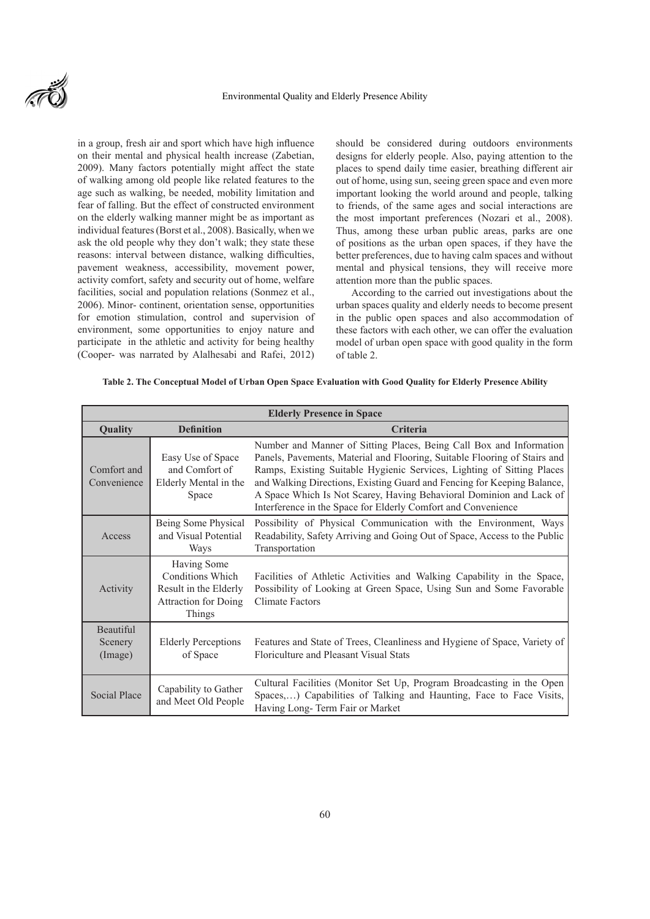in a group, fresh air and sport which have high influence on their mental and physical health increase (Zabetian, 2009). Many factors potentially might affect the state of walking among old people like related features to the age such as walking, be needed, mobility limitation and fear of falling. But the effect of constructed environment on the elderly walking manner might be as important as individual features (Borst et al., 2008). Basically, when we ask the old people why they don't walk; they state these reasons: interval between distance, walking difficulties, pavement weakness, accessibility, movement power, activity comfort, safety and security out of home, welfare facilities, social and population relations (Sonmez et al., 2006). Minor- continent, orientation sense, opportunities for emotion stimulation, control and supervision of environment, some opportunities to enjoy nature and participate in the athletic and activity for being healthy (Cooper- was narrated by Alalhesabi and Rafei, 2012) should be considered during outdoors environments designs for elderly people. Also, paying attention to the places to spend daily time easier, breathing different air out of home, using sun, seeing green space and even more important looking the world around and people, talking to friends, of the same ages and social interactions are the most important preferences (Nozari et al., 2008). Thus, among these urban public areas, parks are one of positions as the urban open spaces, if they have the better preferences, due to having calm spaces and without mental and physical tensions, they will receive more attention more than the public spaces.

According to the carried out investigations about the urban spaces quality and elderly needs to become present in the public open spaces and also accommodation of these factors with each other, we can offer the evaluation model of urban open space with good quality in the form of table 2.

**Table 2. The Conceptual Model of Urban Open Space Evaluation with Good Quality for Elderly Presence Ability**

| Elderly Presence in Space | | |
|---|---|---|
| **Quality** | **Definition** | **Criteria** |
| Comfort and Convenience | Easy Use of Space and Comfort of Elderly Mental in the Space | Number and Manner of Sitting Places, Being Call Box and Information Panels, Pavements, Material and Flooring, Suitable Flooring of Stairs and Ramps, Existing Suitable Hygienic Services, Lighting of Sitting Places and Walking Directions, Existing Guard and Fencing for Keeping Balance, A Space Which Is Not Scarey, Having Behavioral Dominion and Lack of Interference in the Space for Elderly Comfort and Convenience |
| Access | Being Some Physical and Visual Potential Ways | Possibility of Physical Communication with the Environment, Ways Readability, Safety Arriving and Going Out of Space, Access to the Public Transportation |
| Activity | Having Some Conditions Which Result in the Elderly Attraction for Doing Things | Facilities of Athletic Activities and Walking Capability in the Space, Possibility of Looking at Green Space, Using Sun and Some Favorable Climate Factors |
| Beautiful Scenery (Image) | Elderly Perceptions of Space | Features and State of Trees, Cleanliness and Hygiene of Space, Variety of Floriculture and Pleasant Visual Stats |
| Social Place | Capability to Gather and Meet Old People | Cultural Facilities (Monitor Set Up, Program Broadcasting in the Open Spaces,…) Capabilities of Talking and Haunting, Face to Face Visits, Having Long- Term Fair or Market |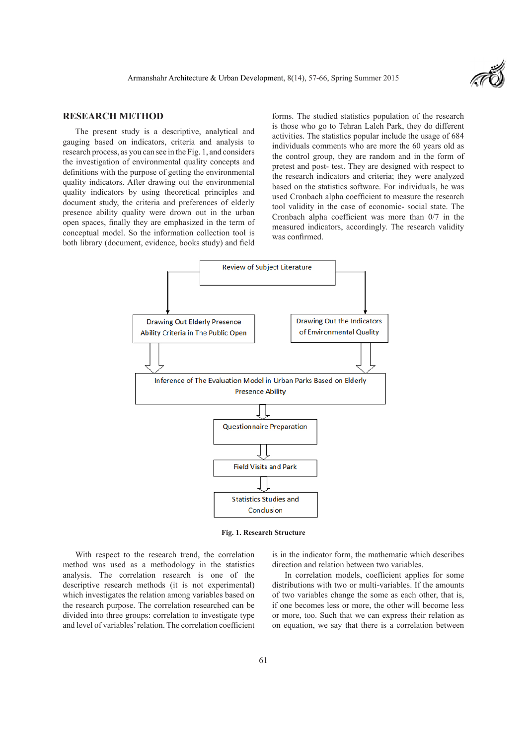## RESEARCH METHOD

The present study is a descriptive, analytical and gauging based on indicators, criteria and analysis to research process, as you can see in the Fig. 1, and considers the investigation of environmental quality concepts and definitions with the purpose of getting the environmental quality indicators. After drawing out the environmental quality indicators by using theoretical principles and document study, the criteria and preferences of elderly presence ability quality were drawn out in the urban open spaces, finally they are emphasized in the term of conceptual model. So the information collection tool is both library (document, evidence, books study) and field forms. The studied statistics population of the research is those who go to Tehran Laleh Park, they do different activities. The statistics popular include the usage of 684 individuals comments who are more the 60 years old as the control group, they are random and in the form of pretest and post- test. They are designed with respect to the research indicators and criteria; they were analyzed based on the statistics software. For individuals, he was used Cronbach alpha coefficient to measure the research tool validity in the case of economic- social state. The Cronbach alpha coefficient was more than 0/7 in the measured indicators, accordingly. The research validity was confirmed.

Review of Subject Literature

Drawing Out Elderly Presence Ability Criteria in The Public Open

Drawing Out the Indicators of Environmental Quality

Inference of The Evaluation Model in Urban Parks Based on Elderly Presence Ability

Questionnaire Preparation

Field Visits and Park

Statistics Studies and Conclusion

**Fig. 1. Research Structure**

With respect to the research trend, the correlation method was used as a methodology in the statistics analysis. The correlation research is one of the descriptive research methods (it is not experimental) which investigates the relation among variables based on the research purpose. The correlation researched can be divided into three groups: correlation to investigate type and level of variables' relation. The correlation coefficient is in the indicator form, the mathematic which describes direction and relation between two variables.

In correlation models, coefficient applies for some distributions with two or multi-variables. If the amounts of two variables change the some as each other, that is, if one becomes less or more, the other will become less or more, too. Such that we can express their relation as on equation, we say that there is a correlation between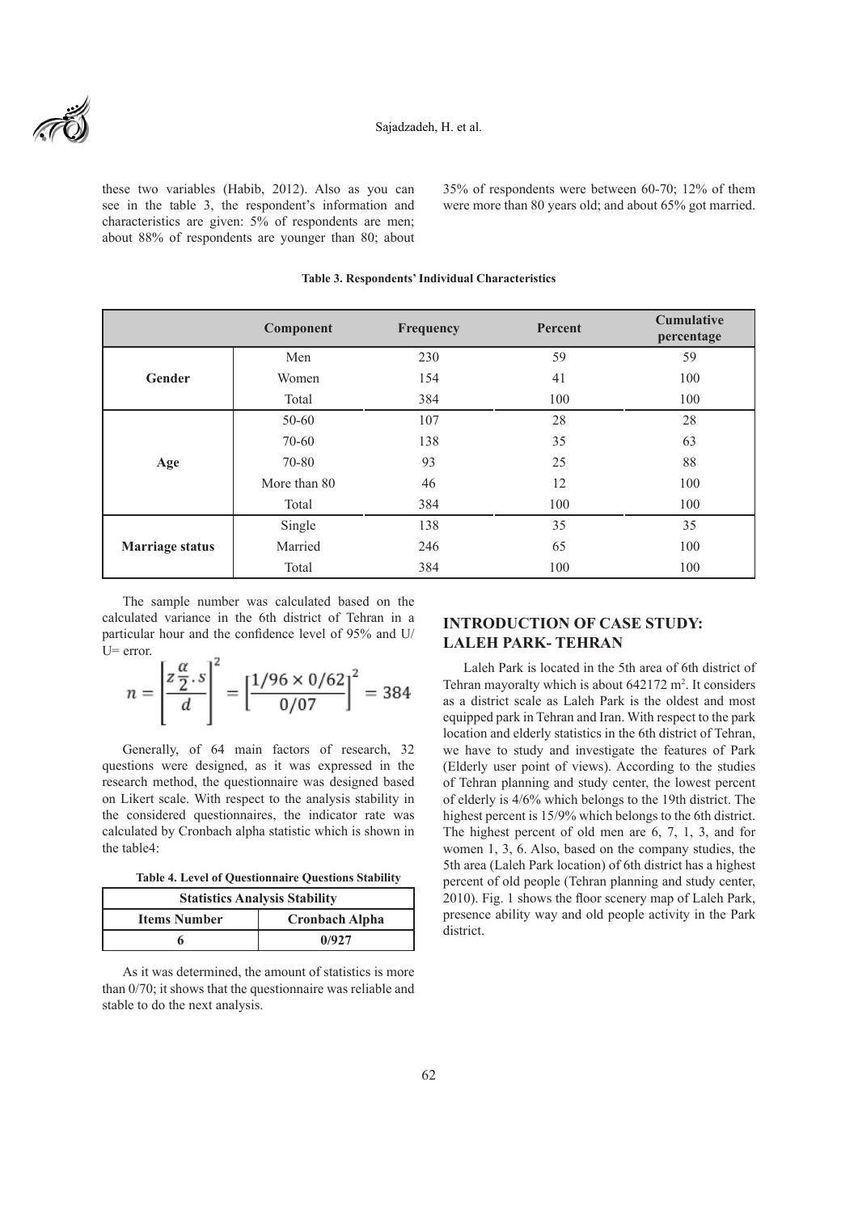these two variables (Habib, 2012). Also as you can see in the table 3, the respondent's information and characteristics are given: 5% of respondents are men; about 88% of respondents are younger than 80; about 35% of respondents were between 60-70; 12% of them were more than 80 years old; and about 65% got married.

**Table 3. Respondents' Individual Characteristics**

| | Component | Frequency | Percent | Cumulative percentage |
|---|---|---|---|---|
| **Gender** | Men | 230 | 59 | 59 |
| | Women | 154 | 41 | 100 |
| | Total | 384 | 100 | 100 |
| **Age** | 50-60 | 107 | 28 | 28 |
| | 70-60 | 138 | 35 | 63 |
| | 70-80 | 93 | 25 | 88 |
| | More than 80 | 46 | 12 | 100 |
| | Total | 384 | 100 | 100 |
| **Marriage status** | Single | 138 | 35 | 35 |
| | Married | 246 | 65 | 100 |
| | Total | 384 | 100 | 100 |

The sample number was calculated based on the calculated variance in the 6th district of Tehran in a particular hour and the confidence level of 95% and U/ U= error.

$$n = \left[\frac{z\frac{\alpha}{2}.s}{d}\right]^2 = \left[\frac{1/96 \times 0/62}{0/07}\right]^2 = 384$$

Generally, of 64 main factors of research, 32 questions were designed, as it was expressed in the research method, the questionnaire was designed based on Likert scale. With respect to the analysis stability in the considered questionnaires, the indicator rate was calculated by Cronbach alpha statistic which is shown in the table4:

**Table 4. Level of Questionnaire Questions Stability**

| Statistics Analysis Stability | |
|---|---|
| **Items Number** | **Cronbach Alpha** |
| **6** | **0/927** |

As it was determined, the amount of statistics is more than 0/70; it shows that the questionnaire was reliable and stable to do the next analysis.

## INTRODUCTION OF CASE STUDY: LALEH PARK- TEHRAN

Laleh Park is located in the 5th area of 6th district of Tehran mayoralty which is about 642172 m$^2$. It considers as a district scale as Laleh Park is the oldest and most equipped park in Tehran and Iran. With respect to the park location and elderly statistics in the 6th district of Tehran, we have to study and investigate the features of Park (Elderly user point of views). According to the studies of Tehran planning and study center, the lowest percent of elderly is 4/6% which belongs to the 19th district. The highest percent is 15/9% which belongs to the 6th district. The highest percent of old men are 6, 7, 1, 3, and for women 1, 3, 6. Also, based on the company studies, the 5th area (Laleh Park location) of 6th district has a highest percent of old people (Tehran planning and study center, 2010). Fig. 1 shows the floor scenery map of Laleh Park, presence ability way and old people activity in the Park district.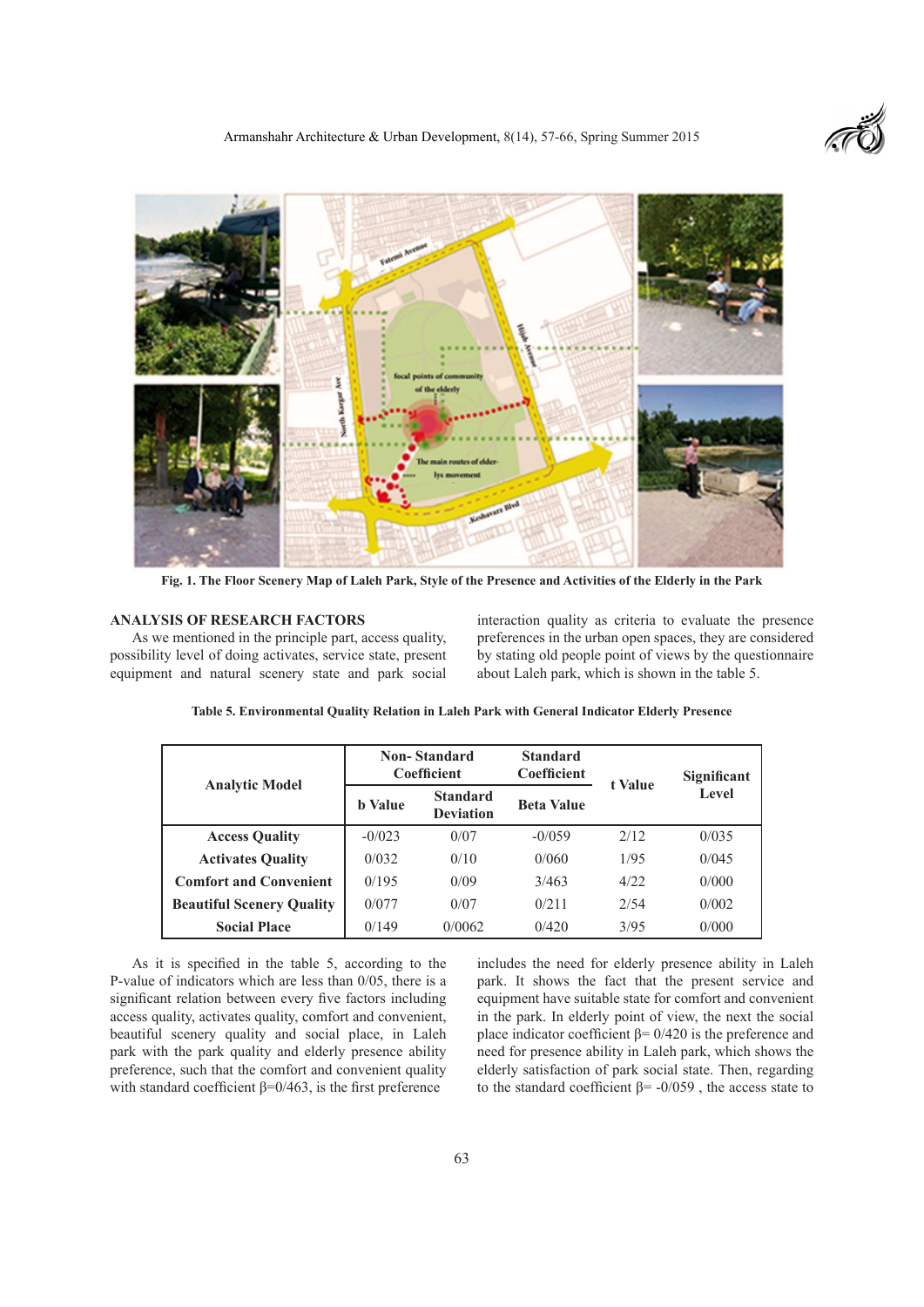Fig. 1. The Floor Scenery Map of Laleh Park, Style of the Presence and Activities of the Elderly in the Park

## ANALYSIS OF RESEARCH FACTORS

As we mentioned in the principle part, access quality, possibility level of doing activates, service state, present equipment and natural scenery state and park social interaction quality as criteria to evaluate the presence preferences in the urban open spaces, they are considered by stating old people point of views by the questionnaire about Laleh park, which is shown in the table 5.

**Table 5. Environmental Quality Relation in Laleh Park with General Indicator Elderly Presence**

| Analytic Model | Non- Standard Coefficient | | Standard Coefficient | t Value | Significant Level |
|---|---|---|---|---|---|
| | b Value | Standard Deviation | Beta Value | | |
| Access Quality | -0/023 | 0/07 | -0/059 | 2/12 | 0/035 |
| Activates Quality | 0/032 | 0/10 | 0/060 | 1/95 | 0/045 |
| Comfort and Convenient | 0/195 | 0/09 | 3/463 | 4/22 | 0/000 |
| Beautiful Scenery Quality | 0/077 | 0/07 | 0/211 | 2/54 | 0/002 |
| Social Place | 0/149 | 0/0062 | 0/420 | 3/95 | 0/000 |

As it is specified in the table 5, according to the P-value of indicators which are less than 0/05, there is a significant relation between every five factors including access quality, activates quality, comfort and convenient, beautiful scenery quality and social place, in Laleh park with the park quality and elderly presence ability preference, such that the comfort and convenient quality with standard coefficient β=0/463, is the first preference includes the need for elderly presence ability in Laleh park. It shows the fact that the present service and equipment have suitable state for comfort and convenient in the park. In elderly point of view, the next the social place indicator coefficient β= 0/420 is the preference and need for presence ability in Laleh park, which shows the elderly satisfaction of park social state. Then, regarding to the standard coefficient β= -0/059 , the access state to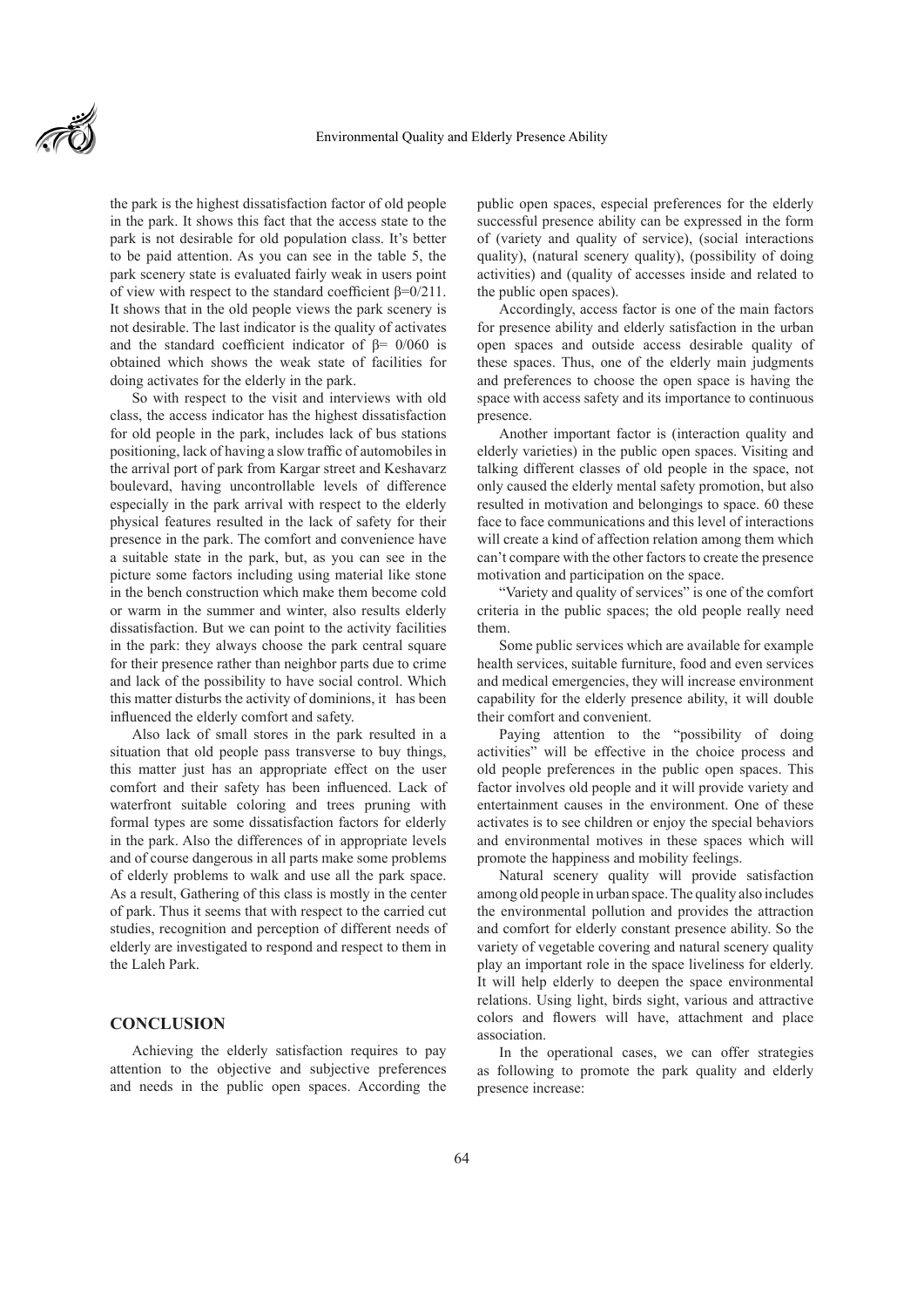the park is the highest dissatisfaction factor of old people in the park. It shows this fact that the access state to the park is not desirable for old population class. It's better to be paid attention. As you can see in the table 5, the park scenery state is evaluated fairly weak in users point of view with respect to the standard coefficient β=0/211. It shows that in the old people views the park scenery is not desirable. The last indicator is the quality of activates and the standard coefficient indicator of β= 0/060 is obtained which shows the weak state of facilities for doing activates for the elderly in the park.

So with respect to the visit and interviews with old class, the access indicator has the highest dissatisfaction for old people in the park, includes lack of bus stations positioning, lack of having a slow traffic of automobiles in the arrival port of park from Kargar street and Keshavarz boulevard, having uncontrollable levels of difference especially in the park arrival with respect to the elderly physical features resulted in the lack of safety for their presence in the park. The comfort and convenience have a suitable state in the park, but, as you can see in the picture some factors including using material like stone in the bench construction which make them become cold or warm in the summer and winter, also results elderly dissatisfaction. But we can point to the activity facilities in the park: they always choose the park central square for their presence rather than neighbor parts due to crime and lack of the possibility to have social control. Which this matter disturbs the activity of dominions, it has been influenced the elderly comfort and safety.

Also lack of small stores in the park resulted in a situation that old people pass transverse to buy things, this matter just has an appropriate effect on the user comfort and their safety has been influenced. Lack of waterfront suitable coloring and trees pruning with formal types are some dissatisfaction factors for elderly in the park. Also the differences of in appropriate levels and of course dangerous in all parts make some problems of elderly problems to walk and use all the park space. As a result, Gathering of this class is mostly in the center of park. Thus it seems that with respect to the carried cut studies, recognition and perception of different needs of elderly are investigated to respond and respect to them in the Laleh Park.

## CONCLUSION

Achieving the elderly satisfaction requires to pay attention to the objective and subjective preferences and needs in the public open spaces. According the public open spaces, especial preferences for the elderly successful presence ability can be expressed in the form of (variety and quality of service), (social interactions quality), (natural scenery quality), (possibility of doing activities) and (quality of accesses inside and related to the public open spaces).

Accordingly, access factor is one of the main factors for presence ability and elderly satisfaction in the urban open spaces and outside access desirable quality of these spaces. Thus, one of the elderly main judgments and preferences to choose the open space is having the space with access safety and its importance to continuous presence.

Another important factor is (interaction quality and elderly varieties) in the public open spaces. Visiting and talking different classes of old people in the space, not only caused the elderly mental safety promotion, but also resulted in motivation and belongings to space. 60 these face to face communications and this level of interactions will create a kind of affection relation among them which can't compare with the other factors to create the presence motivation and participation on the space.

"Variety and quality of services" is one of the comfort criteria in the public spaces; the old people really need them.

Some public services which are available for example health services, suitable furniture, food and even services and medical emergencies, they will increase environment capability for the elderly presence ability, it will double their comfort and convenient.

Paying attention to the "possibility of doing activities" will be effective in the choice process and old people preferences in the public open spaces. This factor involves old people and it will provide variety and entertainment causes in the environment. One of these activates is to see children or enjoy the special behaviors and environmental motives in these spaces which will promote the happiness and mobility feelings.

Natural scenery quality will provide satisfaction among old people in urban space. The quality also includes the environmental pollution and provides the attraction and comfort for elderly constant presence ability. So the variety of vegetable covering and natural scenery quality play an important role in the space liveliness for elderly. It will help elderly to deepen the space environmental relations. Using light, birds sight, various and attractive colors and flowers will have, attachment and place association.

In the operational cases, we can offer strategies as following to promote the park quality and elderly presence increase: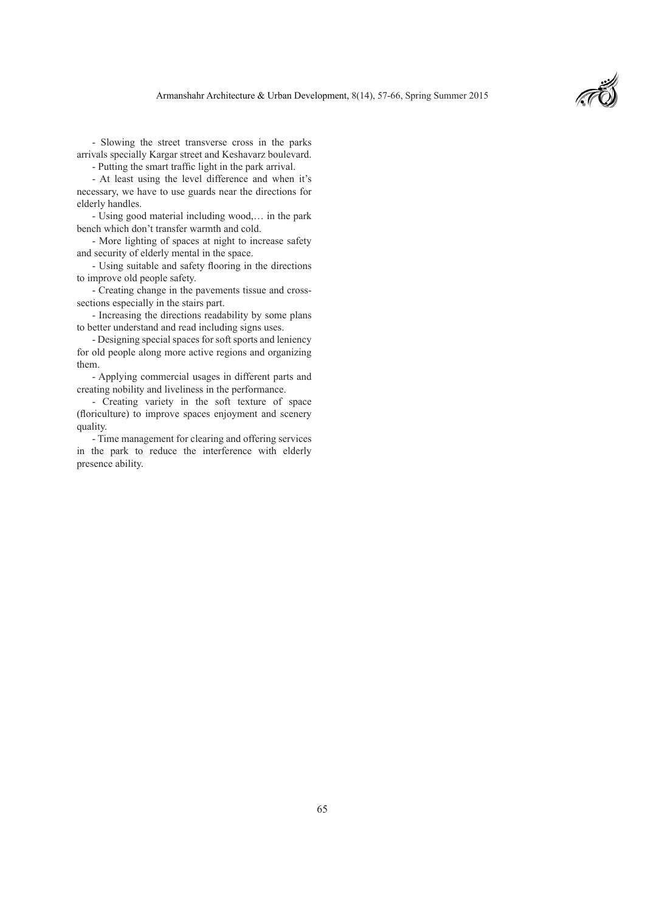- Slowing the street transverse cross in the parks arrivals specially Kargar street and Keshavarz boulevard.

- Putting the smart traffic light in the park arrival.

- At least using the level difference and when it's necessary, we have to use guards near the directions for elderly handles.

- Using good material including wood,… in the park bench which don't transfer warmth and cold.

- More lighting of spaces at night to increase safety and security of elderly mental in the space.

- Using suitable and safety flooring in the directions to improve old people safety.

- Creating change in the pavements tissue and cross-sections especially in the stairs part.

- Increasing the directions readability by some plans to better understand and read including signs uses.

- Designing special spaces for soft sports and leniency for old people along more active regions and organizing them.

- Applying commercial usages in different parts and creating nobility and liveliness in the performance.

- Creating variety in the soft texture of space (floriculture) to improve spaces enjoyment and scenery quality.

- Time management for clearing and offering services in the park to reduce the interference with elderly presence ability.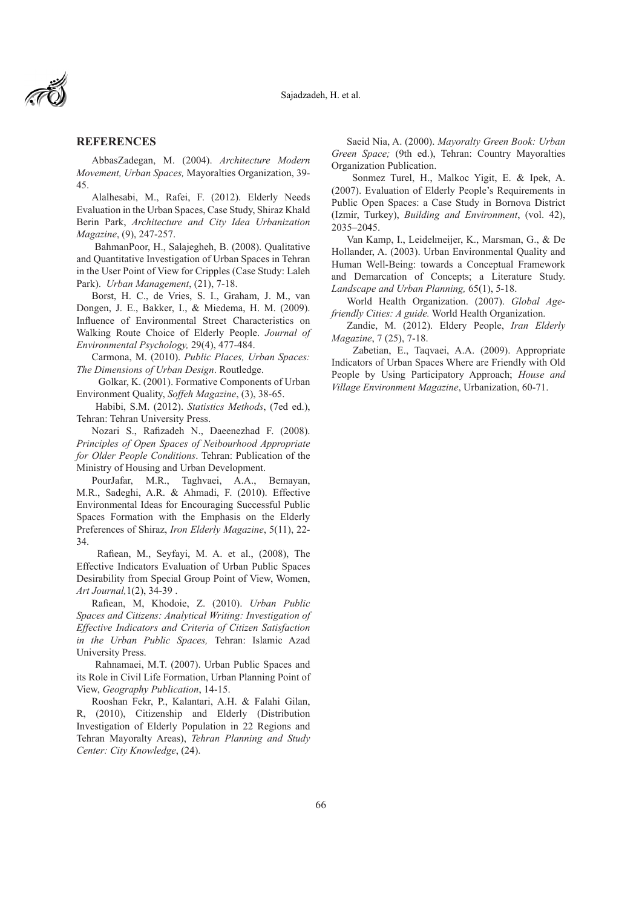## REFERENCES

AbbasZadegan, M. (2004). *Architecture Modern Movement, Urban Spaces,* Mayoralties Organization, 39-45.

Alalhesabi, M., Rafei, F. (2012). Elderly Needs Evaluation in the Urban Spaces, Case Study, Shiraz Khald Berin Park, *Architecture and City Idea Urbanization Magazine*, (9), 247-257.

BahmanPoor, H., Salajegheh, B. (2008). Qualitative and Quantitative Investigation of Urban Spaces in Tehran in the User Point of View for Cripples (Case Study: Laleh Park). *Urban Management*, (21), 7-18.

Borst, H. C., de Vries, S. I., Graham, J. M., van Dongen, J. E., Bakker, I., & Miedema, H. M. (2009). Influence of Environmental Street Characteristics on Walking Route Choice of Elderly People. *Journal of Environmental Psychology,* 29(4), 477-484.

Carmona, M. (2010). *Public Places, Urban Spaces: The Dimensions of Urban Design*. Routledge.

Golkar, K. (2001). Formative Components of Urban Environment Quality, *Soffeh Magazine*, (3), 38-65.

Habibi, S.M. (2012). *Statistics Methods*, (7ed ed.), Tehran: Tehran University Press.

Nozari S., Rafizadeh N., Daeenezhad F. (2008). *Principles of Open Spaces of Neibourhood Appropriate for Older People Conditions*. Tehran: Publication of the Ministry of Housing and Urban Development.

PourJafar, M.R., Taghvaei, A.A., Bemayan, M.R., Sadeghi, A.R. & Ahmadi, F. (2010). Effective Environmental Ideas for Encouraging Successful Public Spaces Formation with the Emphasis on the Elderly Preferences of Shiraz, *Iron Elderly Magazine*, 5(11), 22-34.

Rafiean, M., Seyfayi, M. A. et al., (2008), The Effective Indicators Evaluation of Urban Public Spaces Desirability from Special Group Point of View, Women, *Art Journal,*1(2), 34-39 .

Rafiean, M, Khodoie, Z. (2010). *Urban Public Spaces and Citizens: Analytical Writing: Investigation of Effective Indicators and Criteria of Citizen Satisfaction in the Urban Public Spaces,* Tehran: Islamic Azad University Press.

Rahnamaei, M.T. (2007). Urban Public Spaces and its Role in Civil Life Formation, Urban Planning Point of View, *Geography Publication*, 14-15.

Rooshan Fekr, P., Kalantari, A.H. & Falahi Gilan, R, (2010), Citizenship and Elderly (Distribution Investigation of Elderly Population in 22 Regions and Tehran Mayoralty Areas), *Tehran Planning and Study Center: City Knowledge*, (24).

Saeid Nia, A. (2000). *Mayoralty Green Book: Urban Green Space;* (9th ed.), Tehran: Country Mayoralties Organization Publication.

Sonmez Turel, H., Malkoc Yigit, E. & Ipek, A. (2007). Evaluation of Elderly People's Requirements in Public Open Spaces: a Case Study in Bornova District (Izmir, Turkey), *Building and Environment*, (vol. 42), 2035–2045.

Van Kamp, I., Leidelmeijer, K., Marsman, G., & De Hollander, A. (2003). Urban Environmental Quality and Human Well-Being: towards a Conceptual Framework and Demarcation of Concepts; a Literature Study. *Landscape and Urban Planning,* 65(1), 5-18.

World Health Organization. (2007). *Global Age-friendly Cities: A guide.* World Health Organization.

Zandie, M. (2012). Eldery People, *Iran Elderly Magazine*, 7 (25), 7-18.

Zabetian, E., Taqvaei, A.A. (2009). Appropriate Indicators of Urban Spaces Where are Friendly with Old People by Using Participatory Approach; *House and Village Environment Magazine*, Urbanization, 60-71.